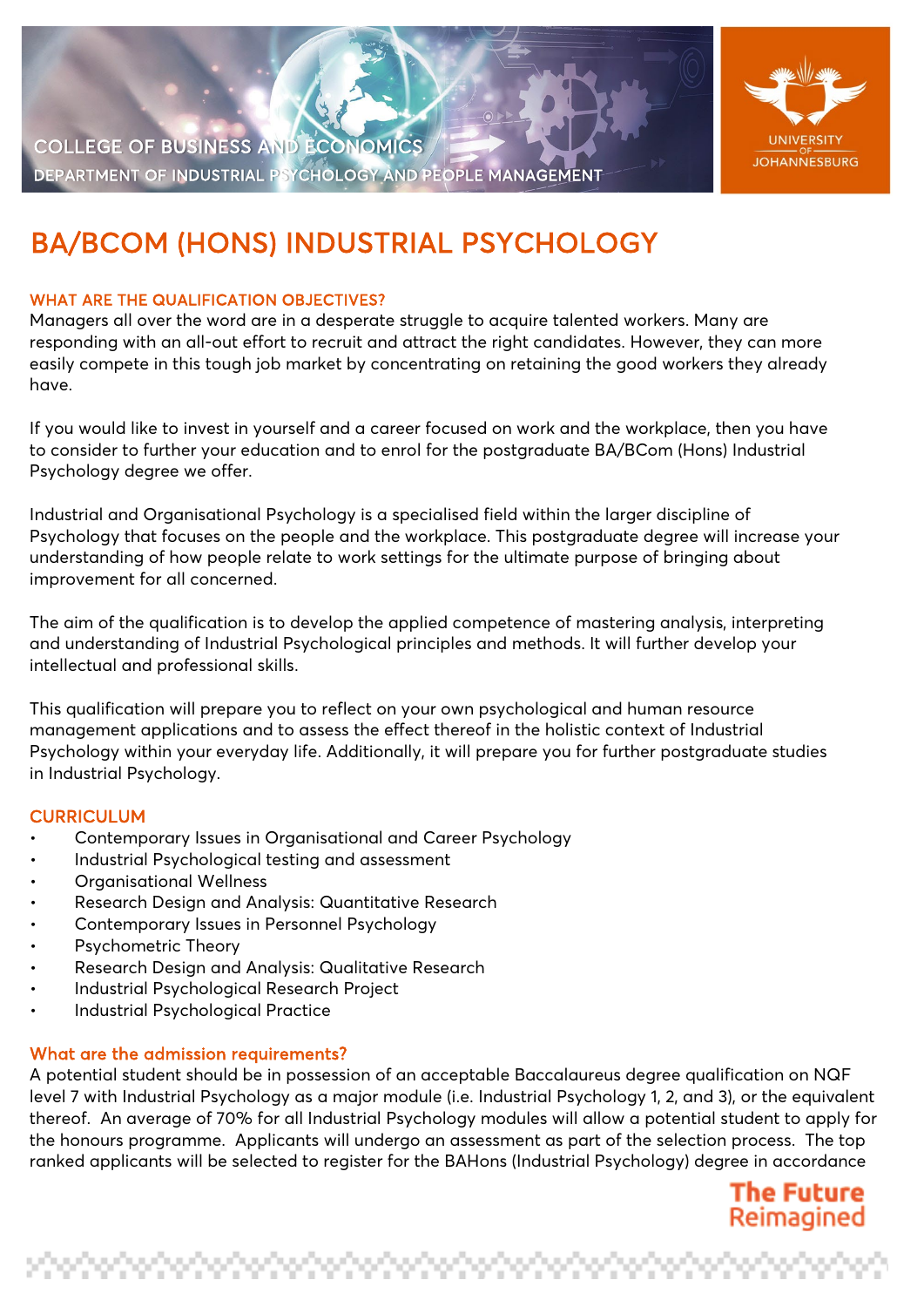COLLEGE OF BUSINESS AND ECONOMICS

DEPARTMENT OF INDUSTRIAL PSYCHOLOGY AND PEOPLE MANAGEMENT

UNIVERSITY OF JOHANNESBURG

# BA/BCOM (HONS) INDUSTRIAL PSYCHOLOGY

## WHAT ARE THE QUALIFICATION OBJECTIVES?

Managers all over the word are in a desperate struggle to acquire talented workers. Many are responding with an all-out effort to recruit and attract the right candidates. However, they can more easily compete in this tough job market by concentrating on retaining the good workers they already have.

If you would like to invest in yourself and a career focused on work and the workplace, then you have to consider to further your education and to enrol for the postgraduate BA/BCom (Hons) Industrial Psychology degree we offer.

Industrial and Organisational Psychology is a specialised field within the larger discipline of Psychology that focuses on the people and the workplace. This postgraduate degree will increase your understanding of how people relate to work settings for the ultimate purpose of bringing about improvement for all concerned.

The aim of the qualification is to develop the applied competence of mastering analysis, interpreting and understanding of Industrial Psychological principles and methods. It will further develop your intellectual and professional skills.

This qualification will prepare you to reflect on your own psychological and human resource management applications and to assess the effect thereof in the holistic context of Industrial Psychology within your everyday life. Additionally, it will prepare you for further postgraduate studies in Industrial Psychology.

## CURRICULUM

- Contemporary Issues in Organisational and Career Psychology
- Industrial Psychological testing and assessment
- Organisational Wellness
- Research Design and Analysis: Quantitative Research
- Contemporary Issues in Personnel Psychology
- Psychometric Theory
- Research Design and Analysis: Qualitative Research
- Industrial Psychological Research Project
- Industrial Psychological Practice

## What are the admission requirements?

A potential student should be in possession of an acceptable Baccalaureus degree qualification on NQF level 7 with Industrial Psychology as a major module (i.e. Industrial Psychology 1, 2, and 3), or the equivalent thereof. An average of 70% for all Industrial Psychology modules will allow a potential student to apply for the honours programme. Applicants will undergo an assessment as part of the selection process. The top ranked applicants will be selected to register for the BAHons (Industrial Psychology) degree in accordance

The Future Reimagined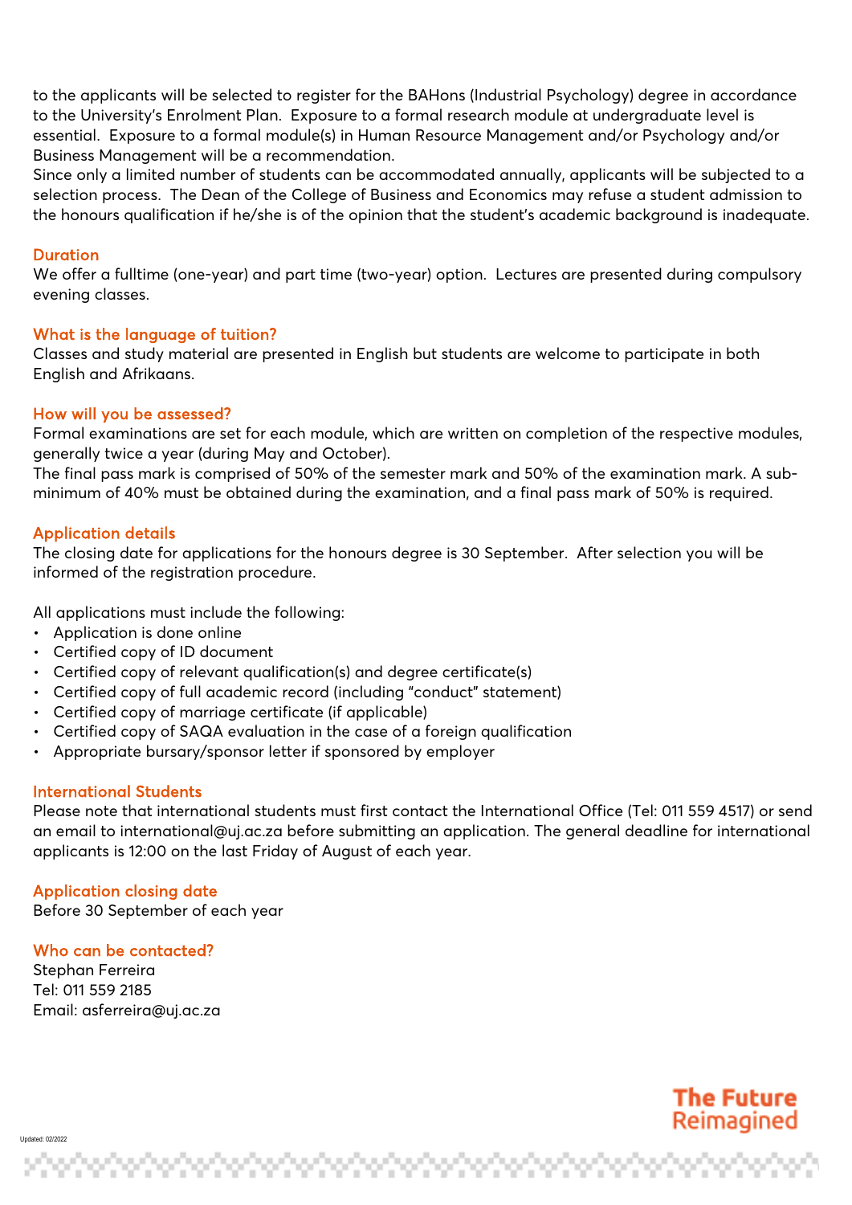to the applicants will be selected to register for the BAHons (Industrial Psychology) degree in accordance to the University's Enrolment Plan. Exposure to a formal research module at undergraduate level is essential. Exposure to a formal module(s) in Human Resource Management and/or Psychology and/or Business Management will be a recommendation.

Since only a limited number of students can be accommodated annually, applicants will be subjected to a selection process. The Dean of the College of Business and Economics may refuse a student admission to the honours qualification if he/she is of the opinion that the student's academic background is inadequate.

## Duration

We offer a fulltime (one-year) and part time (two-year) option. Lectures are presented during compulsory evening classes.

## What is the language of tuition?

Classes and study material are presented in English but students are welcome to participate in both English and Afrikaans.

## How will you be assessed?

Formal examinations are set for each module, which are written on completion of the respective modules, generally twice a year (during May and October).

The final pass mark is comprised of 50% of the semester mark and 50% of the examination mark. A sub-minimum of 40% must be obtained during the examination, and a final pass mark of 50% is required.

## Application details

The closing date for applications for the honours degree is 30 September. After selection you will be informed of the registration procedure.

All applications must include the following:

- Application is done online
- Certified copy of ID document
- Certified copy of relevant qualification(s) and degree certificate(s)
- Certified copy of full academic record (including "conduct" statement)
- Certified copy of marriage certificate (if applicable)
- Certified copy of SAQA evaluation in the case of a foreign qualification
- Appropriate bursary/sponsor letter if sponsored by employer

## International Students

Please note that international students must first contact the International Office (Tel: 011 559 4517) or send an email to international@uj.ac.za before submitting an application. The general deadline for international applicants is 12:00 on the last Friday of August of each year.

## Application closing date

Before 30 September of each year

## Who can be contacted?

Stephan Ferreira
Tel: 011 559 2185
Email: asferreira@uj.ac.za

Updated: 02/2022

The Future Reimagined